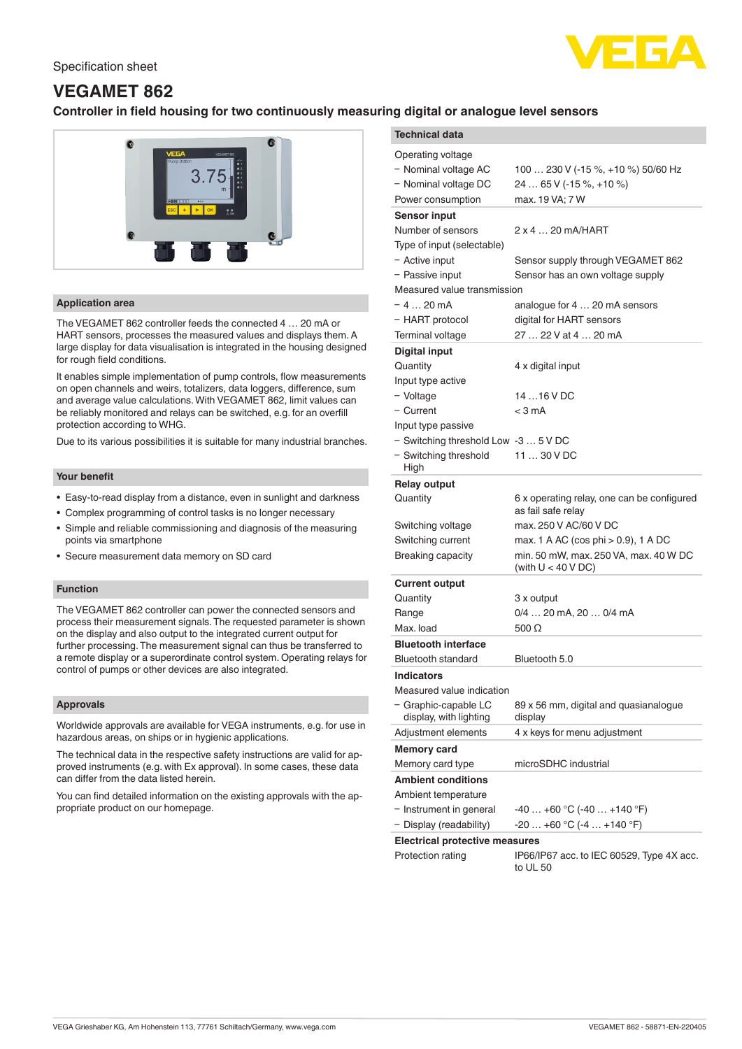Specification sheet

# VEGAMET 862

**Controller in field housing for two continuously measuring digital or analogue level sensors**

## Application area

The VEGAMET 862 controller feeds the connected 4 … 20 mA or HART sensors, processes the measured values and displays them. A large display for data visualisation is integrated in the housing designed for rough field conditions.

It enables simple implementation of pump controls, flow measurements on open channels and weirs, totalizers, data loggers, difference, sum and average value calculations. With VEGAMET 862, limit values can be reliably monitored and relays can be switched, e.g. for an overfill protection according to WHG.

Due to its various possibilities it is suitable for many industrial branches.

## Your benefit

- Easy-to-read display from a distance, even in sunlight and darkness
- Complex programming of control tasks is no longer necessary
- Simple and reliable commissioning and diagnosis of the measuring points via smartphone
- Secure measurement data memory on SD card

## Function

The VEGAMET 862 controller can power the connected sensors and process their measurement signals. The requested parameter is shown on the display and also output to the integrated current output for further processing. The measurement signal can thus be transferred to a remote display or a superordinate control system. Operating relays for control of pumps or other devices are also integrated.

## Approvals

Worldwide approvals are available for VEGA instruments, e.g. for use in hazardous areas, on ships or in hygienic applications.

The technical data in the respective safety instructions are valid for approved instruments (e.g. with Ex approval). In some cases, these data can differ from the data listed herein.

You can find detailed information on the existing approvals with the appropriate product on our homepage.

## Technical data

| | |
|---|---|
| Operating voltage | |
| − Nominal voltage AC | 100 … 230 V (-15 %, +10 %) 50/60 Hz |
| − Nominal voltage DC | 24 … 65 V (-15 %, +10 %) |
| Power consumption | max. 19 VA; 7 W |
| **Sensor input** | |
| Number of sensors | 2 x 4 … 20 mA/HART |
| Type of input (selectable) | |
| − Active input | Sensor supply through VEGAMET 862 |
| − Passive input | Sensor has an own voltage supply |
| Measured value transmission | |
| − 4 … 20 mA | analogue for 4 … 20 mA sensors |
| − HART protocol | digital for HART sensors |
| Terminal voltage | 27 … 22 V at 4 … 20 mA |
| **Digital input** | |
| Quantity | 4 x digital input |
| Input type active | |
| − Voltage | 14 …16 V DC |
| − Current | < 3 mA |
| Input type passive | |
| − Switching threshold Low | -3 … 5 V DC |
| − Switching threshold High | 11 … 30 V DC |
| **Relay output** | |
| Quantity | 6 x operating relay, one can be configured as fail safe relay |
| Switching voltage | max. 250 V AC/60 V DC |
| Switching current | max. 1 A AC (cos phi > 0.9), 1 A DC |
| Breaking capacity | min. 50 mW, max. 250 VA, max. 40 W DC (with U < 40 V DC) |
| **Current output** | |
| Quantity | 3 x output |
| Range | 0/4 … 20 mA, 20 … 0/4 mA |
| Max. load | 500 Ω |
| **Bluetooth interface** | |
| Bluetooth standard | Bluetooth 5.0 |
| **Indicators** | |
| Measured value indication | |
| − Graphic-capable LC display, with lighting | 89 x 56 mm, digital and quasianalogue display |
| Adjustment elements | 4 x keys for menu adjustment |
| **Memory card** | |
| Memory card type | microSDHC industrial |
| **Ambient conditions** | |
| Ambient temperature | |
| − Instrument in general | -40 … +60 °C (-40 … +140 °F) |
| − Display (readability) | -20 … +60 °C (-4 … +140 °F) |
| **Electrical protective measures** | |
| Protection rating | IP66/IP67 acc. to IEC 60529, Type 4X acc. to UL 50 |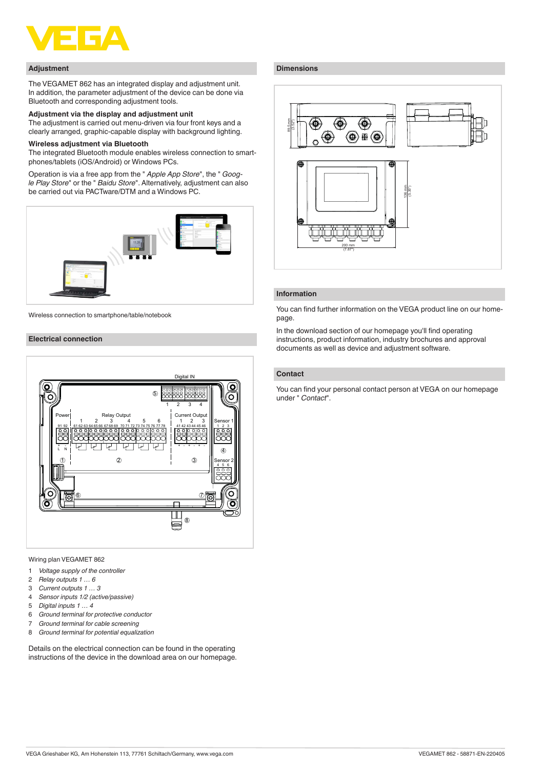## Adjustment

The VEGAMET 862 has an integrated display and adjustment unit. In addition, the parameter adjustment of the device can be done via Bluetooth and corresponding adjustment tools.

### Adjustment via the display and adjustment unit

The adjustment is carried out menu-driven via four front keys and a clearly arranged, graphic-capable display with background lighting.

### Wireless adjustment via Bluetooth

The integrated Bluetooth module enables wireless connection to smartphones/tablets (iOS/Android) or Windows PCs.

Operation is via a free app from the " *Apple App Store*", the " *Google Play Store*" or the " *Baidu Store*". Alternatively, adjustment can also be carried out via PACTware/DTM and a Windows PC.

Wireless connection to smartphone/table/notebook

## Electrical connection

Wiring plan VEGAMET 862

1. *Voltage supply of the controller*
2. *Relay outputs 1 … 6*
3. *Current outputs 1 … 3*
4. *Sensor inputs 1/2 (active/passive)*
5. *Digital inputs 1 … 4*
6. *Ground terminal for protective conductor*
7. *Ground terminal for cable screening*
8. *Ground terminal for potential equalization*

Details on the electrical connection can be found in the operating instructions of the device in the download area on our homepage.

## Dimensions

89.5 mm (3.52")

136 mm (5.35")

200 mm (7.87")

## Information

You can find further information on the VEGA product line on our homepage.

In the download section of our homepage you'll find operating instructions, product information, industry brochures and approval documents as well as device and adjustment software.

## Contact

You can find your personal contact person at VEGA on our homepage under " *Contact*".